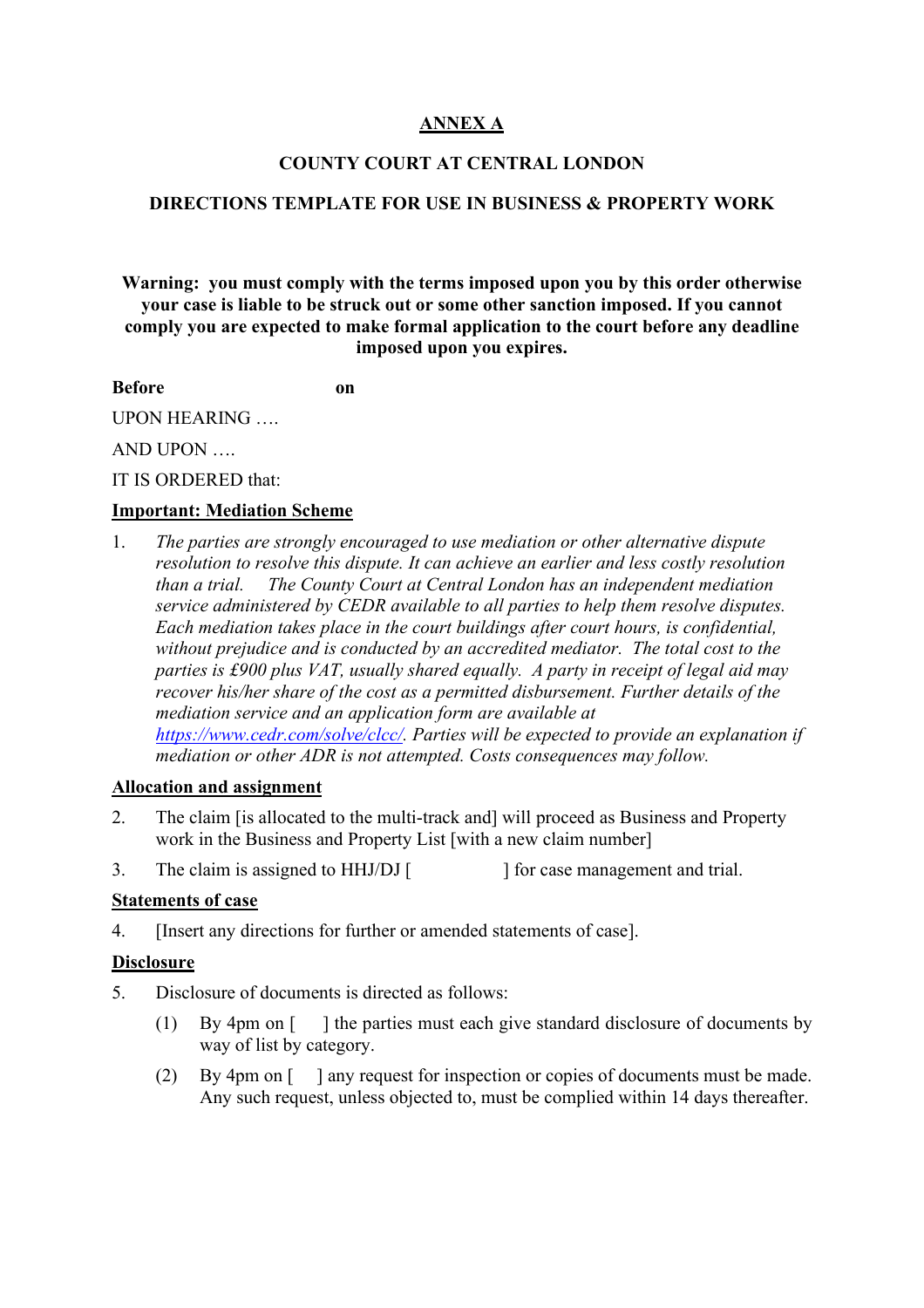# ANNEX A

## COUNTY COURT AT CENTRAL LONDON

## DIRECTIONS TEMPLATE FOR USE IN BUSINESS & PROPERTY WORK

**Warning: you must comply with the terms imposed upon you by this order otherwise your case is liable to be struck out or some other sanction imposed. If you cannot comply you are expected to make formal application to the court before any deadline imposed upon you expires.**

**Before** **on**

UPON HEARING ….

AND UPON ….

IT IS ORDERED that:

**Important: Mediation Scheme**

1. *The parties are strongly encouraged to use mediation or other alternative dispute resolution to resolve this dispute. It can achieve an earlier and less costly resolution than a trial. The County Court at Central London has an independent mediation service administered by CEDR available to all parties to help them resolve disputes. Each mediation takes place in the court buildings after court hours, is confidential, without prejudice and is conducted by an accredited mediator. The total cost to the parties is £900 plus VAT, usually shared equally. A party in receipt of legal aid may recover his/her share of the cost as a permitted disbursement. Further details of the mediation service and an application form are available at [https://www.cedr.com/solve/clcc/](https://www.cedr.com/solve/clcc/). Parties will be expected to provide an explanation if mediation or other ADR is not attempted. Costs consequences may follow.*

**Allocation and assignment**

2. The claim [is allocated to the multi-track and] will proceed as Business and Property work in the Business and Property List [with a new claim number]

3. The claim is assigned to HHJ/DJ [ ] for case management and trial.

**Statements of case**

4. [Insert any directions for further or amended statements of case].

**Disclosure**

5. Disclosure of documents is directed as follows:

   (1) By 4pm on [ ] the parties must each give standard disclosure of documents by way of list by category.

   (2) By 4pm on [ ] any request for inspection or copies of documents must be made. Any such request, unless objected to, must be complied within 14 days thereafter.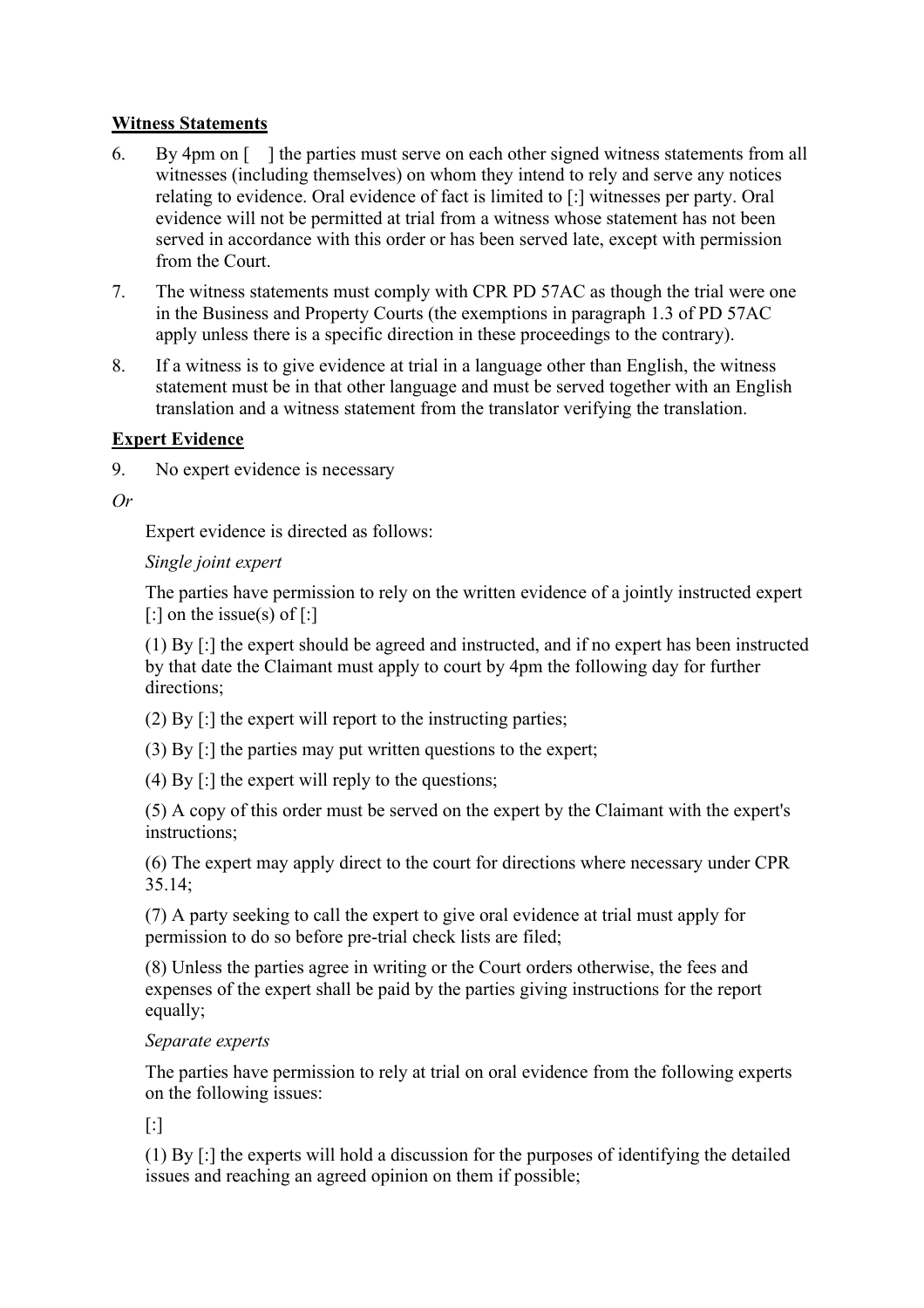**Witness Statements**

6. By 4pm on [ ] the parties must serve on each other signed witness statements from all witnesses (including themselves) on whom they intend to rely and serve any notices relating to evidence. Oral evidence of fact is limited to [:] witnesses per party. Oral evidence will not be permitted at trial from a witness whose statement has not been served in accordance with this order or has been served late, except with permission from the Court.

7. The witness statements must comply with CPR PD 57AC as though the trial were one in the Business and Property Courts (the exemptions in paragraph 1.3 of PD 57AC apply unless there is a specific direction in these proceedings to the contrary).

8. If a witness is to give evidence at trial in a language other than English, the witness statement must be in that other language and must be served together with an English translation and a witness statement from the translator verifying the translation.

**Expert Evidence**

9. No expert evidence is necessary

*Or*

Expert evidence is directed as follows:

*Single joint expert*

The parties have permission to rely on the written evidence of a jointly instructed expert [:] on the issue(s) of [:]

(1) By [:] the expert should be agreed and instructed, and if no expert has been instructed by that date the Claimant must apply to court by 4pm the following day for further directions;

(2) By [:] the expert will report to the instructing parties;

(3) By [:] the parties may put written questions to the expert;

(4) By [:] the expert will reply to the questions;

(5) A copy of this order must be served on the expert by the Claimant with the expert's instructions;

(6) The expert may apply direct to the court for directions where necessary under CPR 35.14;

(7) A party seeking to call the expert to give oral evidence at trial must apply for permission to do so before pre-trial check lists are filed;

(8) Unless the parties agree in writing or the Court orders otherwise, the fees and expenses of the expert shall be paid by the parties giving instructions for the report equally;

*Separate experts*

The parties have permission to rely at trial on oral evidence from the following experts on the following issues:

[:]

(1) By [:] the experts will hold a discussion for the purposes of identifying the detailed issues and reaching an agreed opinion on them if possible;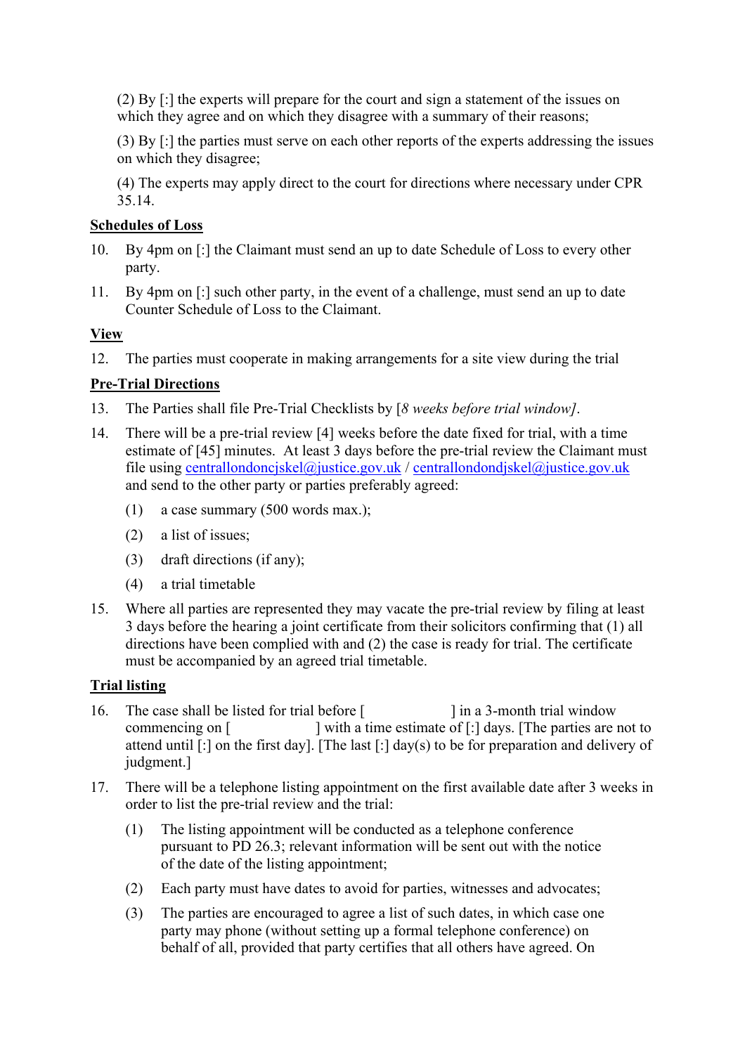(2) By [:] the experts will prepare for the court and sign a statement of the issues on which they agree and on which they disagree with a summary of their reasons;

(3) By [:] the parties must serve on each other reports of the experts addressing the issues on which they disagree;

(4) The experts may apply direct to the court for directions where necessary under CPR 35.14.

**Schedules of Loss**

10. By 4pm on [:] the Claimant must send an up to date Schedule of Loss to every other party.

11. By 4pm on [:] such other party, in the event of a challenge, must send an up to date Counter Schedule of Loss to the Claimant.

**View**

12. The parties must cooperate in making arrangements for a site view during the trial

**Pre-Trial Directions**

13. The Parties shall file Pre-Trial Checklists by [*8 weeks before trial window]*.

14. There will be a pre-trial review [4] weeks before the date fixed for trial, with a time estimate of [45] minutes. At least 3 days before the pre-trial review the Claimant must file using centrallondoncjskel@justice.gov.uk / centrallondondjskel@justice.gov.uk and send to the other party or parties preferably agreed:

    (1) a case summary (500 words max.);

    (2) a list of issues;

    (3) draft directions (if any);

    (4) a trial timetable

15. Where all parties are represented they may vacate the pre-trial review by filing at least 3 days before the hearing a joint certificate from their solicitors confirming that (1) all directions have been complied with and (2) the case is ready for trial. The certificate must be accompanied by an agreed trial timetable.

**Trial listing**

16. The case shall be listed for trial before [ ] in a 3-month trial window commencing on [ ] with a time estimate of [:] days. [The parties are not to attend until [:] on the first day]. [The last [:] day(s) to be for preparation and delivery of judgment.]

17. There will be a telephone listing appointment on the first available date after 3 weeks in order to list the pre-trial review and the trial:

    (1) The listing appointment will be conducted as a telephone conference pursuant to PD 26.3; relevant information will be sent out with the notice of the date of the listing appointment;

    (2) Each party must have dates to avoid for parties, witnesses and advocates;

    (3) The parties are encouraged to agree a list of such dates, in which case one party may phone (without setting up a formal telephone conference) on behalf of all, provided that party certifies that all others have agreed. On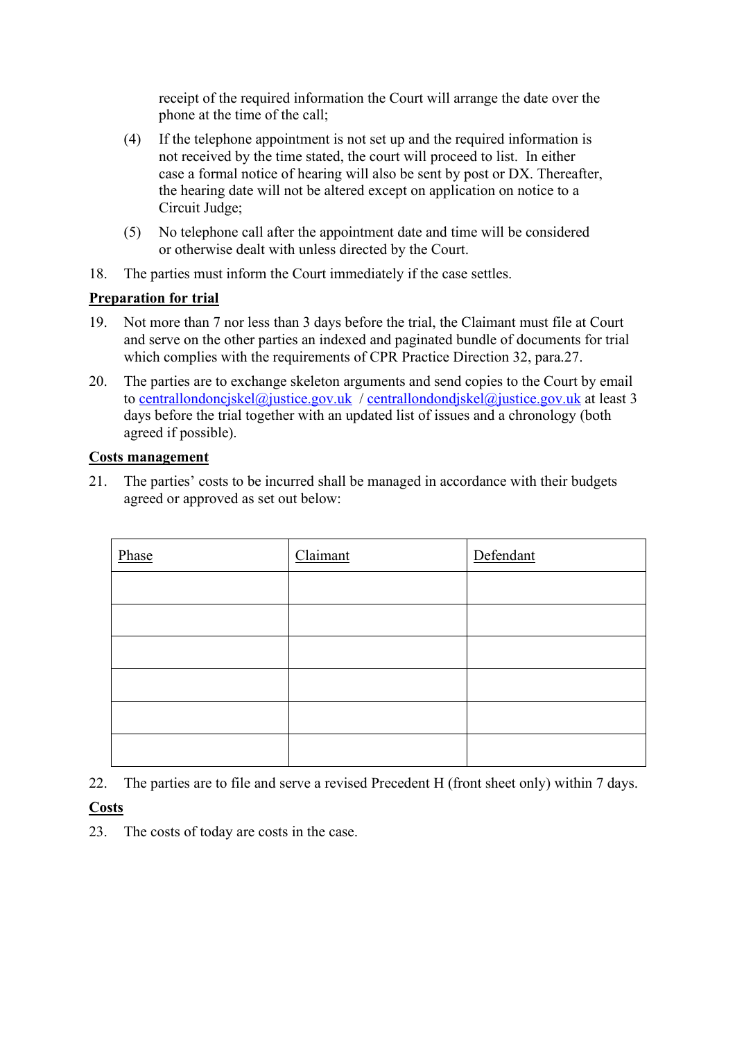receipt of the required information the Court will arrange the date over the phone at the time of the call;

(4) If the telephone appointment is not set up and the required information is not received by the time stated, the court will proceed to list. In either case a formal notice of hearing will also be sent by post or DX. Thereafter, the hearing date will not be altered except on application on notice to a Circuit Judge;

(5) No telephone call after the appointment date and time will be considered or otherwise dealt with unless directed by the Court.

18. The parties must inform the Court immediately if the case settles.

**Preparation for trial**

19. Not more than 7 nor less than 3 days before the trial, the Claimant must file at Court and serve on the other parties an indexed and paginated bundle of documents for trial which complies with the requirements of CPR Practice Direction 32, para.27.

20. The parties are to exchange skeleton arguments and send copies to the Court by email to centrallondoncjskel@justice.gov.uk / centrallondondjskel@justice.gov.uk at least 3 days before the trial together with an updated list of issues and a chronology (both agreed if possible).

**Costs management**

21. The parties' costs to be incurred shall be managed in accordance with their budgets agreed or approved as set out below:

| Phase | Claimant | Defendant |
|---|---|---|
| | | |
| | | |
| | | |
| | | |
| | | |
| | | |

22. The parties are to file and serve a revised Precedent H (front sheet only) within 7 days.

**Costs**

23. The costs of today are costs in the case.